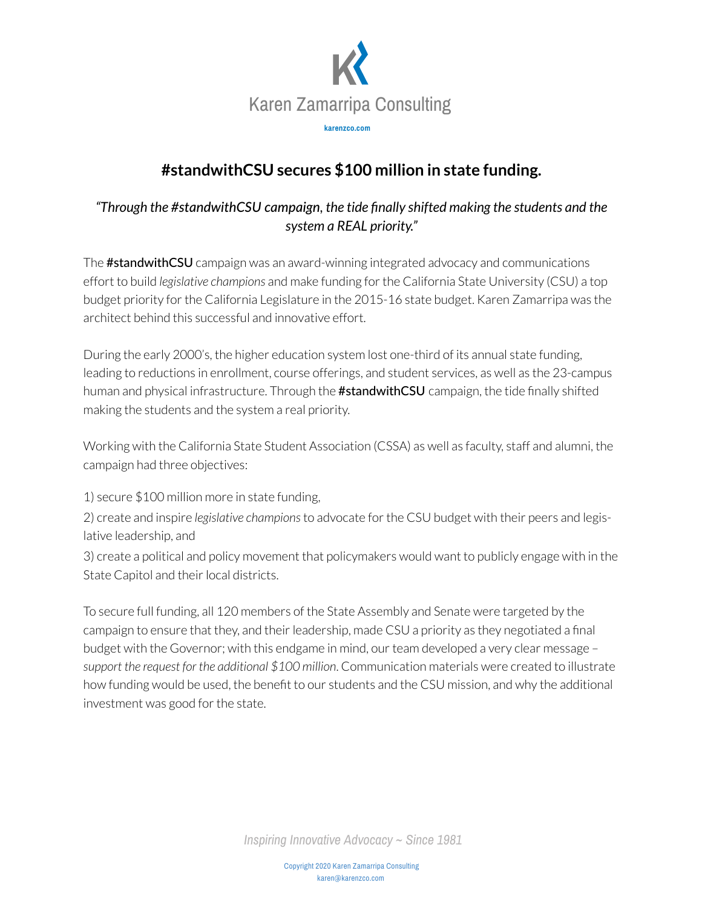Karen Zamarripa Consulting

karenzco.com

## #standwithCSU secures $100 million in state funding.

*"Through the #standwithCSU campaign, the tide finally shifted making the students and the system a REAL priority."*

The **#standwithCSU** campaign was an award-winning integrated advocacy and communications effort to build *legislative champions* and make funding for the California State University (CSU) a top budget priority for the California Legislature in the 2015-16 state budget. Karen Zamarripa was the architect behind this successful and innovative effort.

During the early 2000's, the higher education system lost one-third of its annual state funding, leading to reductions in enrollment, course offerings, and student services, as well as the 23-campus human and physical infrastructure. Through the **#standwithCSU** campaign, the tide finally shifted making the students and the system a real priority.

Working with the California State Student Association (CSSA) as well as faculty, staff and alumni, the campaign had three objectives:

1) secure $100 million more in state funding,

2) create and inspire *legislative champions* to advocate for the CSU budget with their peers and legislative leadership, and

3) create a political and policy movement that policymakers would want to publicly engage with in the State Capitol and their local districts.

To secure full funding, all 120 members of the State Assembly and Senate were targeted by the campaign to ensure that they, and their leadership, made CSU a priority as they negotiated a final budget with the Governor; with this endgame in mind, our team developed a very clear message – *support the request for the additional $100 million*. Communication materials were created to illustrate how funding would be used, the benefit to our students and the CSU mission, and why the additional investment was good for the state.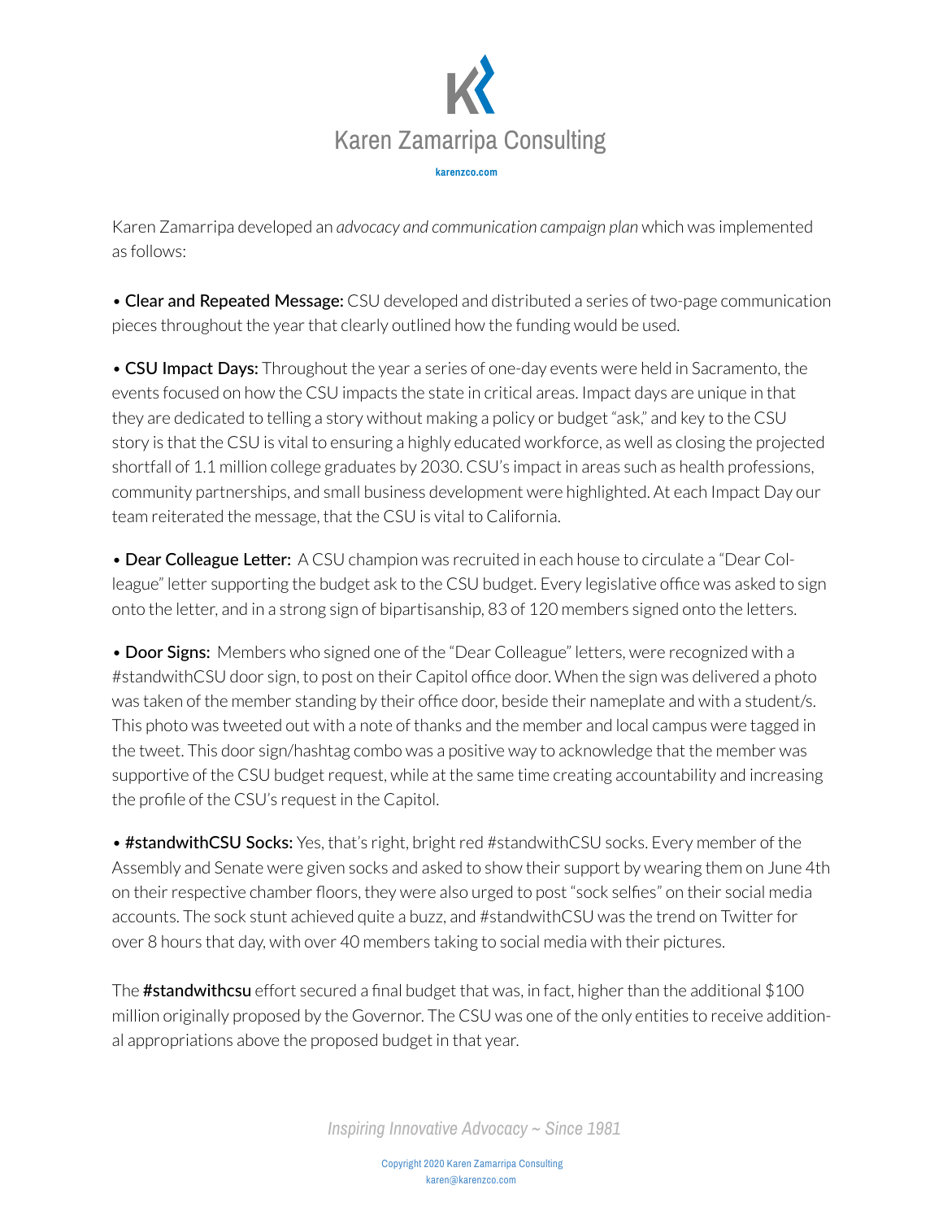Karen Zamarripa Consulting

karenzco.com

Karen Zamarripa developed an *advocacy and communication campaign plan* which was implemented as follows:

- **Clear and Repeated Message:** CSU developed and distributed a series of two-page communication pieces throughout the year that clearly outlined how the funding would be used.

- **CSU Impact Days:** Throughout the year a series of one-day events were held in Sacramento, the events focused on how the CSU impacts the state in critical areas. Impact days are unique in that they are dedicated to telling a story without making a policy or budget "ask," and key to the CSU story is that the CSU is vital to ensuring a highly educated workforce, as well as closing the projected shortfall of 1.1 million college graduates by 2030. CSU's impact in areas such as health professions, community partnerships, and small business development were highlighted. At each Impact Day our team reiterated the message, that the CSU is vital to California.

- **Dear Colleague Letter:** A CSU champion was recruited in each house to circulate a "Dear Colleague" letter supporting the budget ask to the CSU budget. Every legislative office was asked to sign onto the letter, and in a strong sign of bipartisanship, 83 of 120 members signed onto the letters.

- **Door Signs:** Members who signed one of the "Dear Colleague" letters, were recognized with a #standwithCSU door sign, to post on their Capitol office door. When the sign was delivered a photo was taken of the member standing by their office door, beside their nameplate and with a student/s. This photo was tweeted out with a note of thanks and the member and local campus were tagged in the tweet. This door sign/hashtag combo was a positive way to acknowledge that the member was supportive of the CSU budget request, while at the same time creating accountability and increasing the profile of the CSU's request in the Capitol.

- **#standwithCSU Socks:** Yes, that's right, bright red #standwithCSU socks. Every member of the Assembly and Senate were given socks and asked to show their support by wearing them on June 4th on their respective chamber floors, they were also urged to post "sock selfies" on their social media accounts. The sock stunt achieved quite a buzz, and #standwithCSU was the trend on Twitter for over 8 hours that day, with over 40 members taking to social media with their pictures.

The **#standwithcsu** effort secured a final budget that was, in fact, higher than the additional $100 million originally proposed by the Governor. The CSU was one of the only entities to receive additional appropriations above the proposed budget in that year.

*Inspiring Innovative Advocacy ~ Since 1981*

Copyright 2020 Karen Zamarripa Consulting
karen@karenzco.com